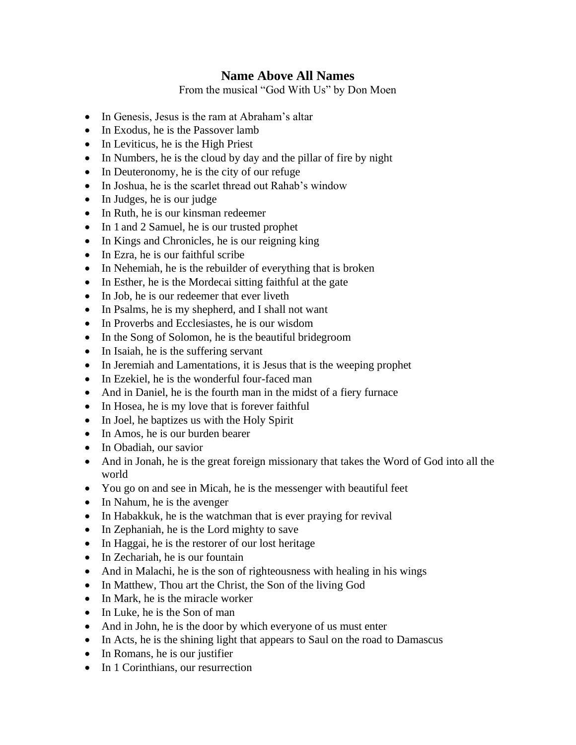# Name Above All Names

From the musical "God With Us" by Don Moen

- In Genesis, Jesus is the ram at Abraham's altar
- In Exodus, he is the Passover lamb
- In Leviticus, he is the High Priest
- In Numbers, he is the cloud by day and the pillar of fire by night
- In Deuteronomy, he is the city of our refuge
- In Joshua, he is the scarlet thread out Rahab's window
- In Judges, he is our judge
- In Ruth, he is our kinsman redeemer
- In 1 and 2 Samuel, he is our trusted prophet
- In Kings and Chronicles, he is our reigning king
- In Ezra, he is our faithful scribe
- In Nehemiah, he is the rebuilder of everything that is broken
- In Esther, he is the Mordecai sitting faithful at the gate
- In Job, he is our redeemer that ever liveth
- In Psalms, he is my shepherd, and I shall not want
- In Proverbs and Ecclesiastes, he is our wisdom
- In the Song of Solomon, he is the beautiful bridegroom
- In Isaiah, he is the suffering servant
- In Jeremiah and Lamentations, it is Jesus that is the weeping prophet
- In Ezekiel, he is the wonderful four-faced man
- And in Daniel, he is the fourth man in the midst of a fiery furnace
- In Hosea, he is my love that is forever faithful
- In Joel, he baptizes us with the Holy Spirit
- In Amos, he is our burden bearer
- In Obadiah, our savior
- And in Jonah, he is the great foreign missionary that takes the Word of God into all the world
- You go on and see in Micah, he is the messenger with beautiful feet
- In Nahum, he is the avenger
- In Habakkuk, he is the watchman that is ever praying for revival
- In Zephaniah, he is the Lord mighty to save
- In Haggai, he is the restorer of our lost heritage
- In Zechariah, he is our fountain
- And in Malachi, he is the son of righteousness with healing in his wings
- In Matthew, Thou art the Christ, the Son of the living God
- In Mark, he is the miracle worker
- In Luke, he is the Son of man
- And in John, he is the door by which everyone of us must enter
- In Acts, he is the shining light that appears to Saul on the road to Damascus
- In Romans, he is our justifier
- In 1 Corinthians, our resurrection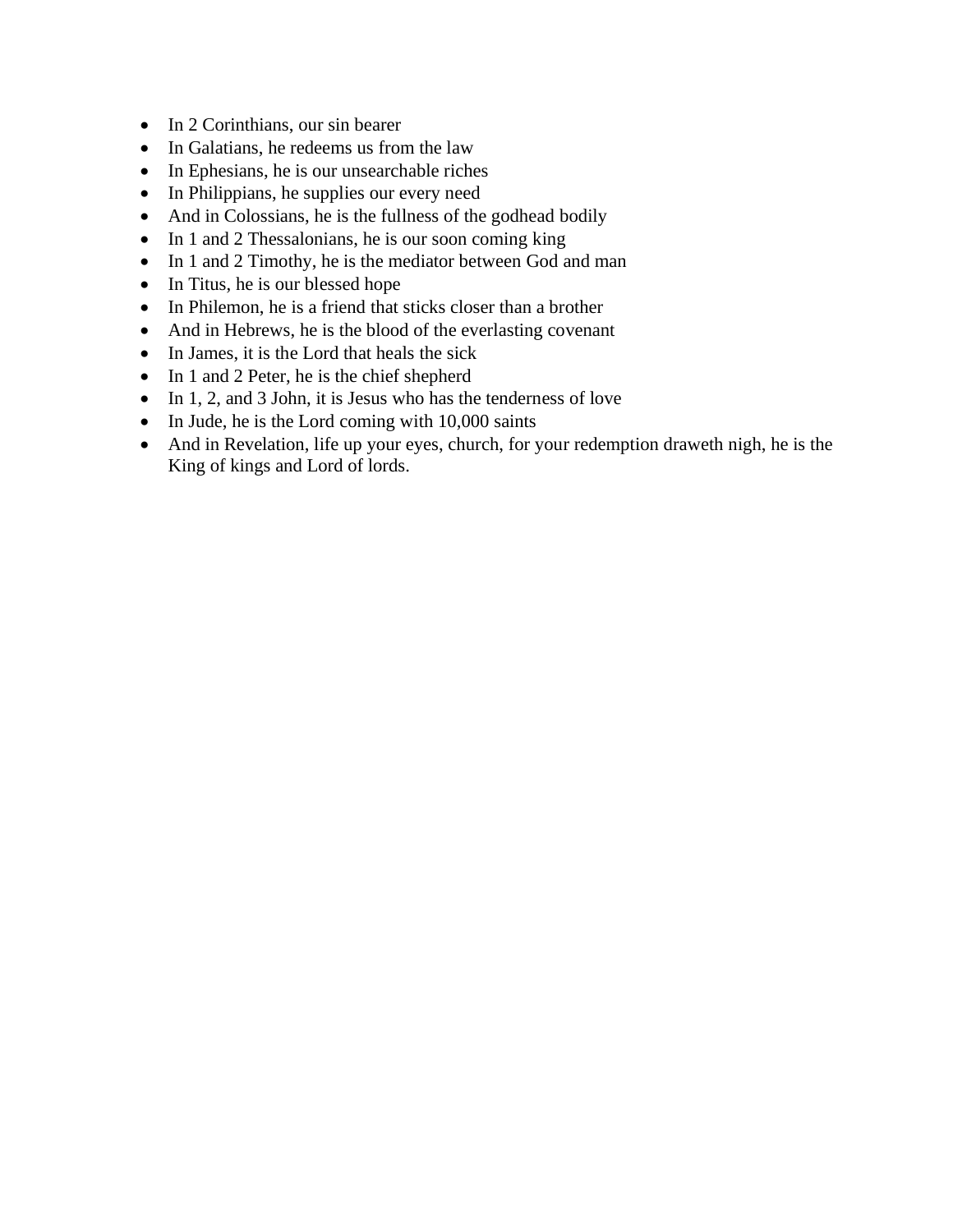- In 2 Corinthians, our sin bearer
- In Galatians, he redeems us from the law
- In Ephesians, he is our unsearchable riches
- In Philippians, he supplies our every need
- And in Colossians, he is the fullness of the godhead bodily
- In 1 and 2 Thessalonians, he is our soon coming king
- In 1 and 2 Timothy, he is the mediator between God and man
- In Titus, he is our blessed hope
- In Philemon, he is a friend that sticks closer than a brother
- And in Hebrews, he is the blood of the everlasting covenant
- In James, it is the Lord that heals the sick
- In 1 and 2 Peter, he is the chief shepherd
- In 1, 2, and 3 John, it is Jesus who has the tenderness of love
- In Jude, he is the Lord coming with 10,000 saints
- And in Revelation, life up your eyes, church, for your redemption draweth nigh, he is the King of kings and Lord of lords.